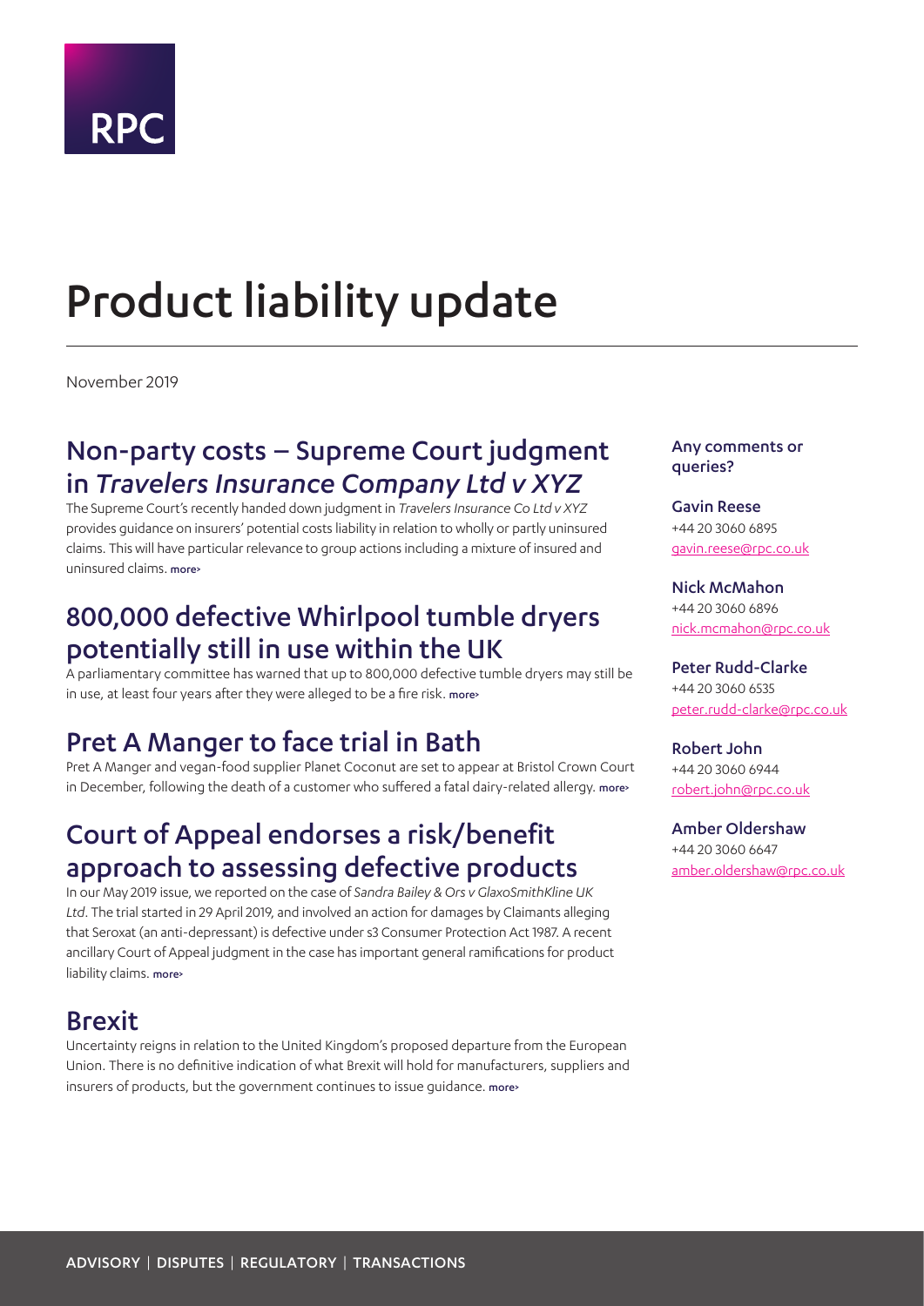RPC

# Product liability update

November 2019

## Non-party costs – Supreme Court judgment in *Travelers Insurance Company Ltd v XYZ*

The Supreme Court's recently handed down judgment in *Travelers Insurance Co Ltd v XYZ* provides guidance on insurers' potential costs liability in relation to wholly or partly uninsured claims. This will have particular relevance to group actions including a mixture of insured and uninsured claims. more›

## 800,000 defective Whirlpool tumble dryers potentially still in use within the UK

A parliamentary committee has warned that up to 800,000 defective tumble dryers may still be in use, at least four years after they were alleged to be a fire risk. more›

## Pret A Manger to face trial in Bath

Pret A Manger and vegan-food supplier Planet Coconut are set to appear at Bristol Crown Court in December, following the death of a customer who suffered a fatal dairy-related allergy. more›

## Court of Appeal endorses a risk/benefit approach to assessing defective products

In our May 2019 issue, we reported on the case of *Sandra Bailey & Ors v GlaxoSmithKline UK Ltd*. The trial started in 29 April 2019, and involved an action for damages by Claimants alleging that Seroxat (an anti-depressant) is defective under s3 Consumer Protection Act 1987. A recent ancillary Court of Appeal judgment in the case has important general ramifications for product liability claims. more›

## Brexit

Uncertainty reigns in relation to the United Kingdom's proposed departure from the European Union. There is no definitive indication of what Brexit will hold for manufacturers, suppliers and insurers of products, but the government continues to issue guidance. more›

**Any comments or queries?**

**Gavin Reese**
+44 20 3060 6895
gavin.reese@rpc.co.uk

**Nick McMahon**
+44 20 3060 6896
nick.mcmahon@rpc.co.uk

**Peter Rudd-Clarke**
+44 20 3060 6535
peter.rudd-clarke@rpc.co.uk

**Robert John**
+44 20 3060 6944
robert.john@rpc.co.uk

**Amber Oldershaw**
+44 20 3060 6647
amber.oldershaw@rpc.co.uk

ADVISORY | DISPUTES | REGULATORY | TRANSACTIONS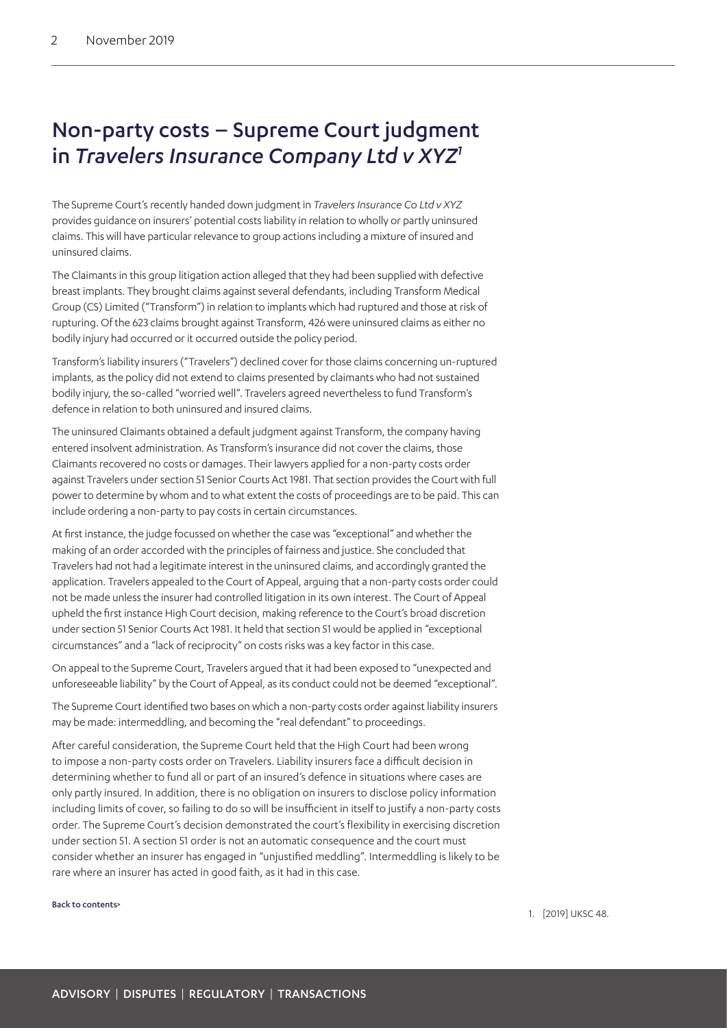# Non-party costs – Supreme Court judgment in *Travelers Insurance Company Ltd v XYZ*[1]

The Supreme Court's recently handed down judgment in *Travelers Insurance Co Ltd v XYZ* provides guidance on insurers' potential costs liability in relation to wholly or partly uninsured claims. This will have particular relevance to group actions including a mixture of insured and uninsured claims.

The Claimants in this group litigation action alleged that they had been supplied with defective breast implants. They brought claims against several defendants, including Transform Medical Group (CS) Limited ("Transform") in relation to implants which had ruptured and those at risk of rupturing. Of the 623 claims brought against Transform, 426 were uninsured claims as either no bodily injury had occurred or it occurred outside the policy period.

Transform's liability insurers ("Travelers") declined cover for those claims concerning un-ruptured implants, as the policy did not extend to claims presented by claimants who had not sustained bodily injury, the so-called "worried well". Travelers agreed nevertheless to fund Transform's defence in relation to both uninsured and insured claims.

The uninsured Claimants obtained a default judgment against Transform, the company having entered insolvent administration. As Transform's insurance did not cover the claims, those Claimants recovered no costs or damages. Their lawyers applied for a non-party costs order against Travelers under section 51 Senior Courts Act 1981. That section provides the Court with full power to determine by whom and to what extent the costs of proceedings are to be paid. This can include ordering a non-party to pay costs in certain circumstances.

At first instance, the judge focussed on whether the case was "exceptional" and whether the making of an order accorded with the principles of fairness and justice. She concluded that Travelers had not had a legitimate interest in the uninsured claims, and accordingly granted the application. Travelers appealed to the Court of Appeal, arguing that a non-party costs order could not be made unless the insurer had controlled litigation in its own interest. The Court of Appeal upheld the first instance High Court decision, making reference to the Court's broad discretion under section 51 Senior Courts Act 1981. It held that section 51 would be applied in "exceptional circumstances" and a "lack of reciprocity" on costs risks was a key factor in this case.

On appeal to the Supreme Court, Travelers argued that it had been exposed to "unexpected and unforeseeable liability" by the Court of Appeal, as its conduct could not be deemed "exceptional".

The Supreme Court identified two bases on which a non-party costs order against liability insurers may be made: intermeddling, and becoming the "real defendant" to proceedings.

After careful consideration, the Supreme Court held that the High Court had been wrong to impose a non-party costs order on Travelers. Liability insurers face a difficult decision in determining whether to fund all or part of an insured's defence in situations where cases are only partly insured. In addition, there is no obligation on insurers to disclose policy information including limits of cover, so failing to do so will be insufficient in itself to justify a non-party costs order. The Supreme Court's decision demonstrated the court's flexibility in exercising discretion under section 51. A section 51 order is not an automatic consequence and the court must consider whether an insurer has engaged in "unjustified meddling". Intermeddling is likely to be rare where an insurer has acted in good faith, as it had in this case.

Back to contents>

1. [2019] UKSC 48.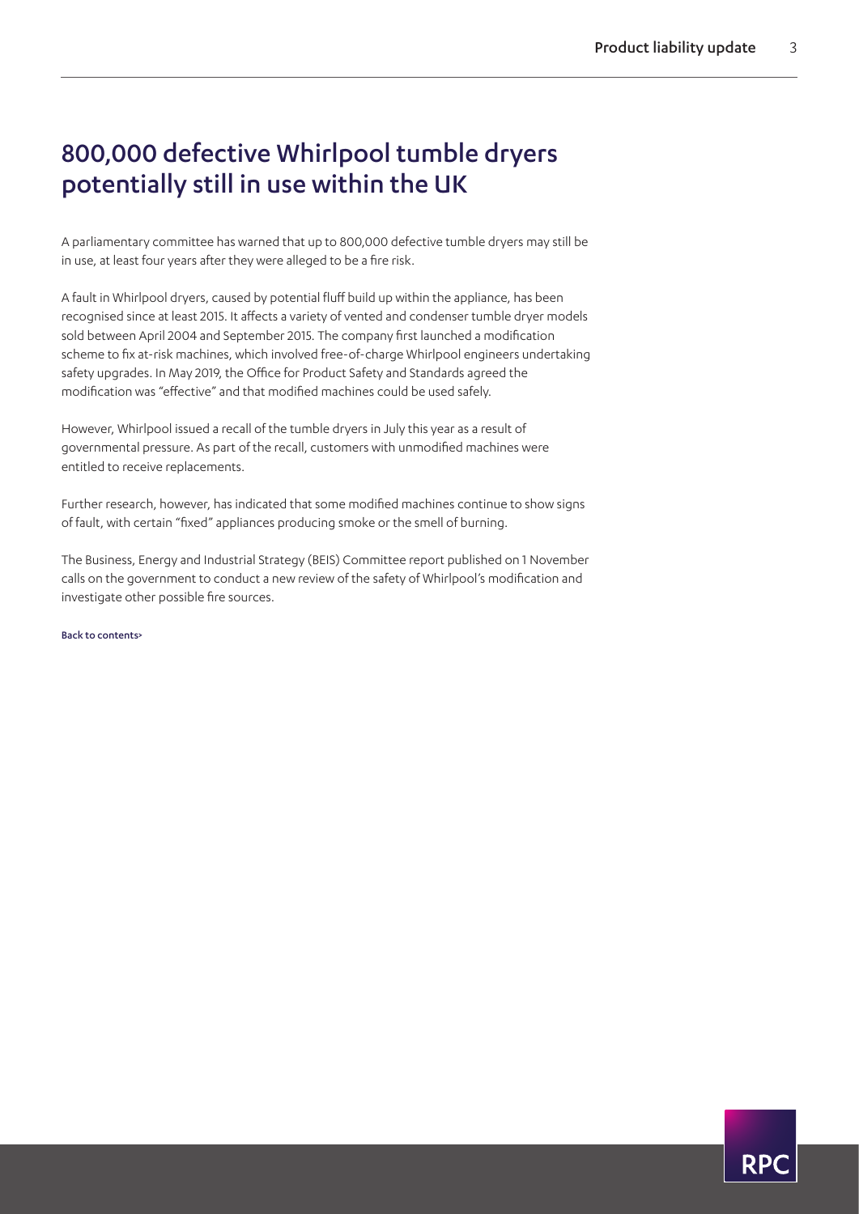# 800,000 defective Whirlpool tumble dryers potentially still in use within the UK

A parliamentary committee has warned that up to 800,000 defective tumble dryers may still be in use, at least four years after they were alleged to be a fire risk.

A fault in Whirlpool dryers, caused by potential fluff build up within the appliance, has been recognised since at least 2015. It affects a variety of vented and condenser tumble dryer models sold between April 2004 and September 2015. The company first launched a modification scheme to fix at-risk machines, which involved free-of-charge Whirlpool engineers undertaking safety upgrades. In May 2019, the Office for Product Safety and Standards agreed the modification was "effective" and that modified machines could be used safely.

However, Whirlpool issued a recall of the tumble dryers in July this year as a result of governmental pressure. As part of the recall, customers with unmodified machines were entitled to receive replacements.

Further research, however, has indicated that some modified machines continue to show signs of fault, with certain "fixed" appliances producing smoke or the smell of burning.

The Business, Energy and Industrial Strategy (BEIS) Committee report published on 1 November calls on the government to conduct a new review of the safety of Whirlpool's modification and investigate other possible fire sources.

Back to contents>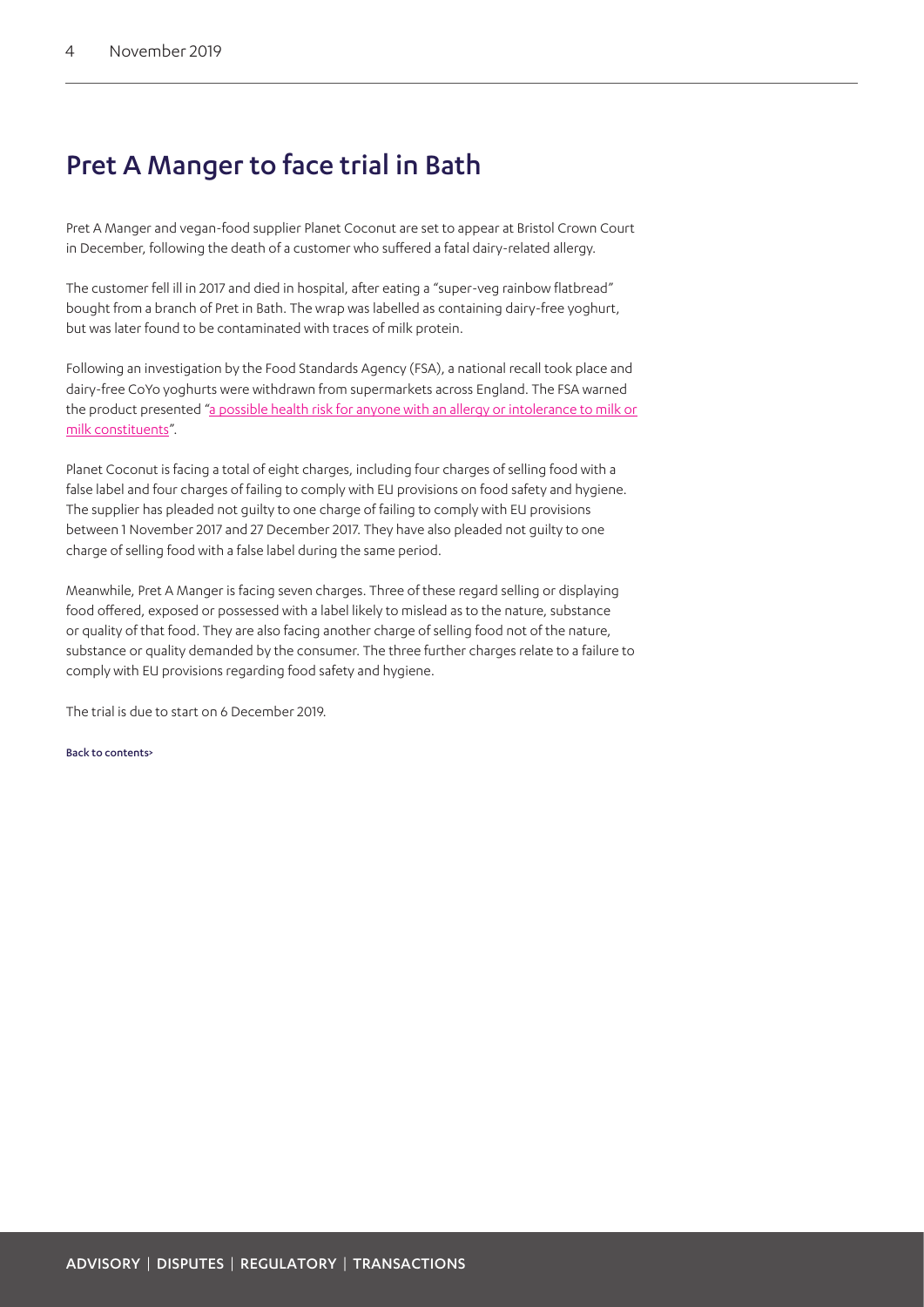## Pret A Manger to face trial in Bath

Pret A Manger and vegan-food supplier Planet Coconut are set to appear at Bristol Crown Court in December, following the death of a customer who suffered a fatal dairy-related allergy.

The customer fell ill in 2017 and died in hospital, after eating a "super-veg rainbow flatbread" bought from a branch of Pret in Bath. The wrap was labelled as containing dairy-free yoghurt, but was later found to be contaminated with traces of milk protein.

Following an investigation by the Food Standards Agency (FSA), a national recall took place and dairy-free CoYo yoghurts were withdrawn from supermarkets across England. The FSA warned the product presented "a possible health risk for anyone with an allergy or intolerance to milk or milk constituents".

Planet Coconut is facing a total of eight charges, including four charges of selling food with a false label and four charges of failing to comply with EU provisions on food safety and hygiene. The supplier has pleaded not guilty to one charge of failing to comply with EU provisions between 1 November 2017 and 27 December 2017. They have also pleaded not guilty to one charge of selling food with a false label during the same period.

Meanwhile, Pret A Manger is facing seven charges. Three of these regard selling or displaying food offered, exposed or possessed with a label likely to mislead as to the nature, substance or quality of that food. They are also facing another charge of selling food not of the nature, substance or quality demanded by the consumer. The three further charges relate to a failure to comply with EU provisions regarding food safety and hygiene.

The trial is due to start on 6 December 2019.

Back to contents>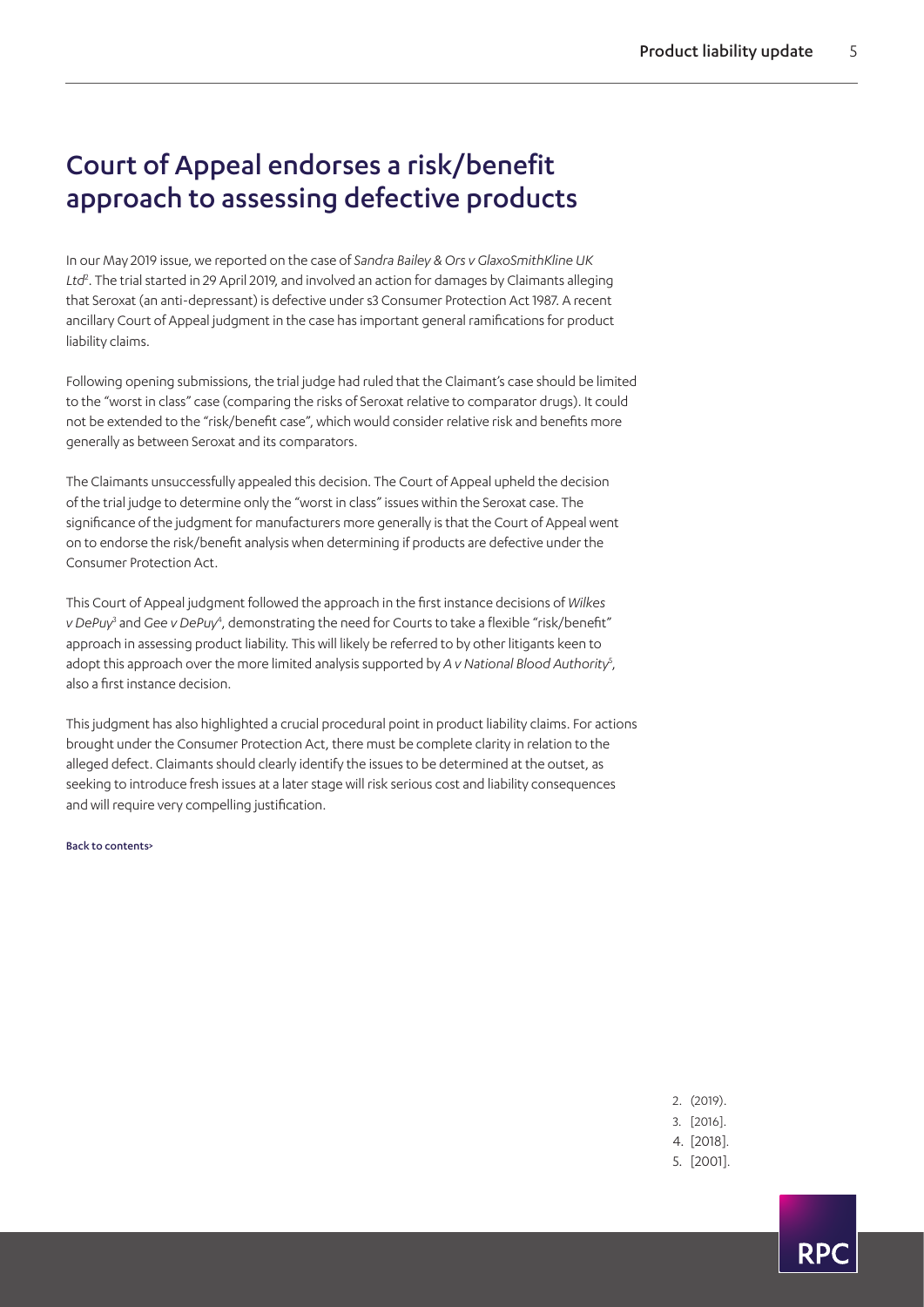# Court of Appeal endorses a risk/benefit approach to assessing defective products

In our May 2019 issue, we reported on the case of *Sandra Bailey & Ors v GlaxoSmithKline UK Ltd*[2]. The trial started in 29 April 2019, and involved an action for damages by Claimants alleging that Seroxat (an anti-depressant) is defective under s3 Consumer Protection Act 1987. A recent ancillary Court of Appeal judgment in the case has important general ramifications for product liability claims.

Following opening submissions, the trial judge had ruled that the Claimant's case should be limited to the "worst in class" case (comparing the risks of Seroxat relative to comparator drugs). It could not be extended to the "risk/benefit case", which would consider relative risk and benefits more generally as between Seroxat and its comparators.

The Claimants unsuccessfully appealed this decision. The Court of Appeal upheld the decision of the trial judge to determine only the "worst in class" issues within the Seroxat case. The significance of the judgment for manufacturers more generally is that the Court of Appeal went on to endorse the risk/benefit analysis when determining if products are defective under the Consumer Protection Act.

This Court of Appeal judgment followed the approach in the first instance decisions of *Wilkes v DePuy*[3] and *Gee v DePuy*[4], demonstrating the need for Courts to take a flexible "risk/benefit" approach in assessing product liability. This will likely be referred to by other litigants keen to adopt this approach over the more limited analysis supported by *A v National Blood Authority*[5], also a first instance decision.

This judgment has also highlighted a crucial procedural point in product liability claims. For actions brought under the Consumer Protection Act, there must be complete clarity in relation to the alleged defect. Claimants should clearly identify the issues to be determined at the outset, as seeking to introduce fresh issues at a later stage will risk serious cost and liability consequences and will require very compelling justification.

Back to contents>

2. (2019).
3. [2016].
4. [2018].
5. [2001].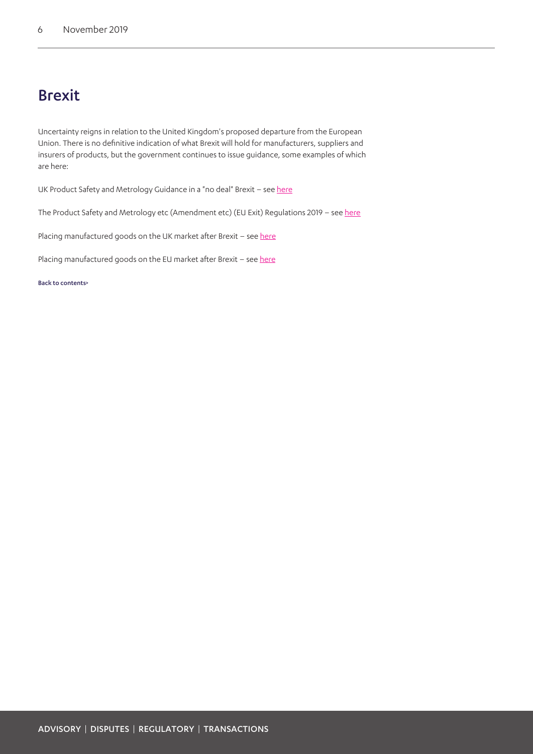# Brexit

Uncertainty reigns in relation to the United Kingdom's proposed departure from the European Union. There is no definitive indication of what Brexit will hold for manufacturers, suppliers and insurers of products, but the government continues to issue guidance, some examples of which are here:

UK Product Safety and Metrology Guidance in a "no deal" Brexit – see here

The Product Safety and Metrology etc (Amendment etc) (EU Exit) Regulations 2019 – see here

Placing manufactured goods on the UK market after Brexit – see here

Placing manufactured goods on the EU market after Brexit – see here

Back to contents>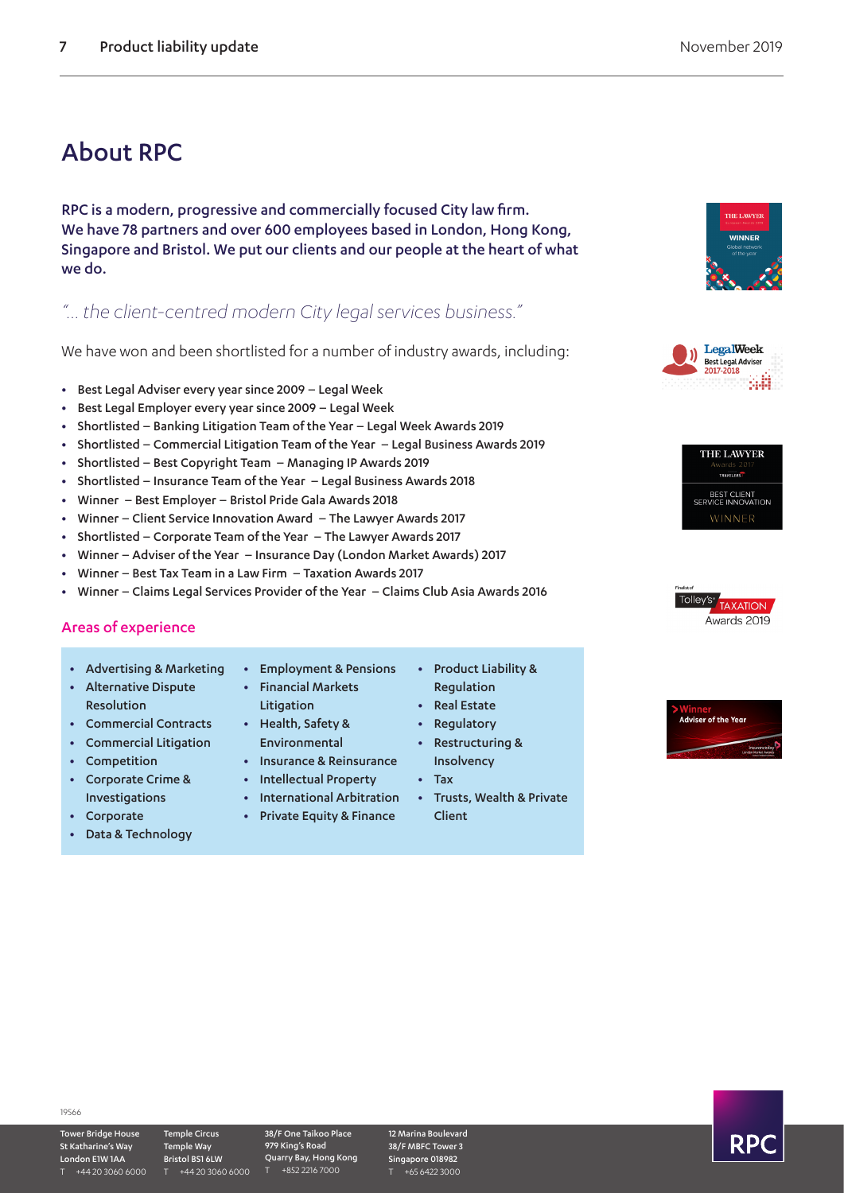# About RPC

RPC is a modern, progressive and commercially focused City law firm. We have 78 partners and over 600 employees based in London, Hong Kong, Singapore and Bristol. We put our clients and our people at the heart of what we do.

*"... the client-centred modern City legal services business."*

We have won and been shortlisted for a number of industry awards, including:

- Best Legal Adviser every year since 2009 – Legal Week
- Best Legal Employer every year since 2009 – Legal Week
- Shortlisted – Banking Litigation Team of the Year – Legal Week Awards 2019
- Shortlisted – Commercial Litigation Team of the Year – Legal Business Awards 2019
- Shortlisted – Best Copyright Team – Managing IP Awards 2019
- Shortlisted – Insurance Team of the Year – Legal Business Awards 2018
- Winner – Best Employer – Bristol Pride Gala Awards 2018
- Winner – Client Service Innovation Award – The Lawyer Awards 2017
- Shortlisted – Corporate Team of the Year – The Lawyer Awards 2017
- Winner – Adviser of the Year – Insurance Day (London Market Awards) 2017
- Winner – Best Tax Team in a Law Firm – Taxation Awards 2017
- Winner – Claims Legal Services Provider of the Year – Claims Club Asia Awards 2016

## Areas of experience

- Advertising & Marketing
- Alternative Dispute Resolution
- Commercial Contracts
- Commercial Litigation
- Competition
- Corporate Crime & Investigations
- Corporate
- Data & Technology
- Employment & Pensions
- Financial Markets Litigation
- Health, Safety & Environmental
- Insurance & Reinsurance
- Intellectual Property
- International Arbitration
- Private Equity & Finance
- Product Liability & Regulation
- Real Estate
- Regulatory
- Restructuring & Insolvency
- Tax
- Trusts, Wealth & Private Client

19566

Tower Bridge House
St Katharine's Way
London E1W 1AA
T +44 20 3060 6000

Temple Circus
Temple Way
Bristol BS1 6LW
T +44 20 3060 6000

38/F One Taikoo Place
979 King's Road
Quarry Bay, Hong Kong
T +852 2216 7000

12 Marina Boulevard
38/F MBFC Tower 3
Singapore 018982
T +65 6422 3000